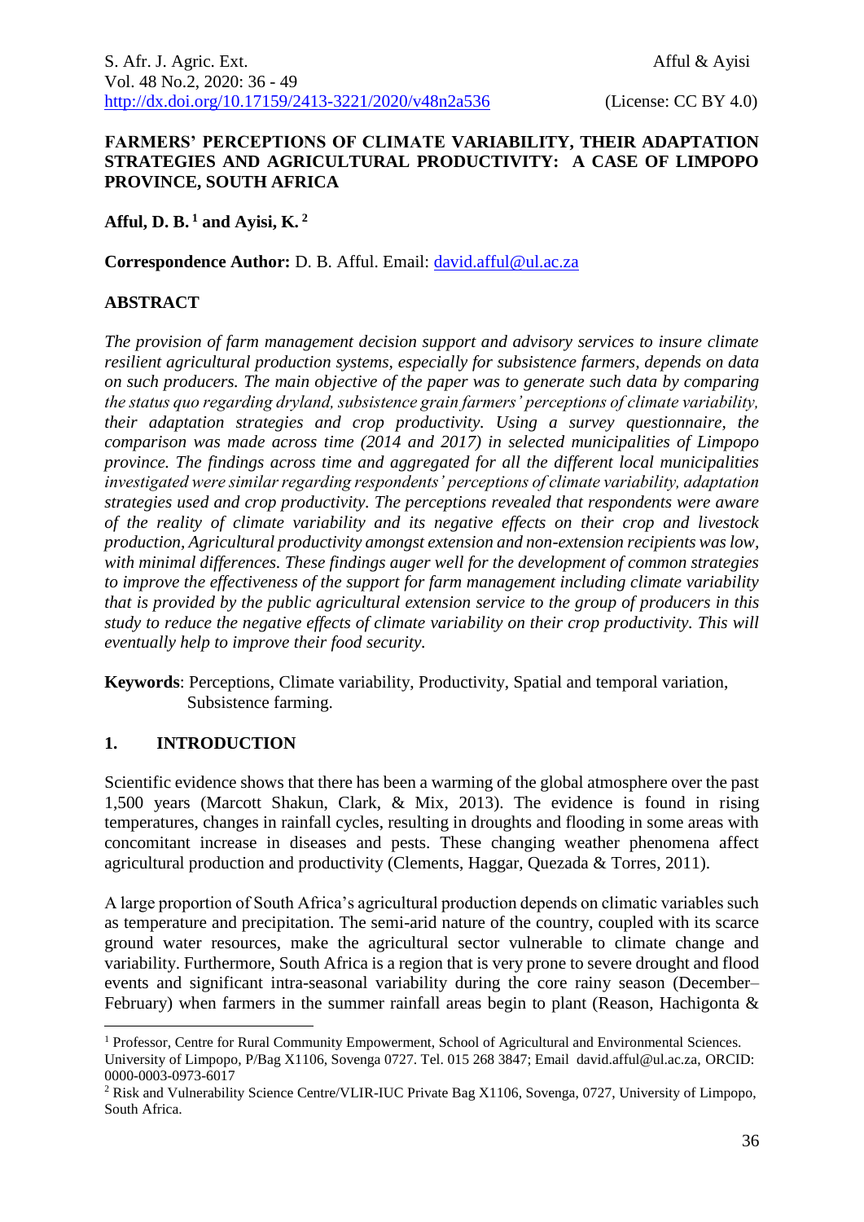# FARMERS' PERCEPTIONS OF CLIMATE VARIABILITY, THEIR ADAPTATION STRATEGIES AND AGRICULTURAL PRODUCTIVITY: A CASE OF LIMPOPO PROVINCE, SOUTH AFRICA

**Afful, D. B.[1] and Ayisi, K.[2]**

**Correspondence Author:** D. B. Afful. Email: david.afful@ul.ac.za

## ABSTRACT

*The provision of farm management decision support and advisory services to insure climate resilient agricultural production systems, especially for subsistence farmers, depends on data on such producers. The main objective of the paper was to generate such data by comparing the status quo regarding dryland, subsistence grain farmers' perceptions of climate variability, their adaptation strategies and crop productivity. Using a survey questionnaire, the comparison was made across time (2014 and 2017) in selected municipalities of Limpopo province. The findings across time and aggregated for all the different local municipalities investigated were similar regarding respondents' perceptions of climate variability, adaptation strategies used and crop productivity. The perceptions revealed that respondents were aware of the reality of climate variability and its negative effects on their crop and livestock production, Agricultural productivity amongst extension and non-extension recipients was low, with minimal differences. These findings auger well for the development of common strategies to improve the effectiveness of the support for farm management including climate variability that is provided by the public agricultural extension service to the group of producers in this study to reduce the negative effects of climate variability on their crop productivity. This will eventually help to improve their food security.*

**Keywords**: Perceptions, Climate variability, Productivity, Spatial and temporal variation, Subsistence farming.

## 1. INTRODUCTION

Scientific evidence shows that there has been a warming of the global atmosphere over the past 1,500 years (Marcott Shakun, Clark, & Mix, 2013). The evidence is found in rising temperatures, changes in rainfall cycles, resulting in droughts and flooding in some areas with concomitant increase in diseases and pests. These changing weather phenomena affect agricultural production and productivity (Clements, Haggar, Quezada & Torres, 2011).

A large proportion of South Africa's agricultural production depends on climatic variables such as temperature and precipitation. The semi-arid nature of the country, coupled with its scarce ground water resources, make the agricultural sector vulnerable to climate change and variability. Furthermore, South Africa is a region that is very prone to severe drought and flood events and significant intra-seasonal variability during the core rainy season (December–February) when farmers in the summer rainfall areas begin to plant (Reason, Hachigonta &

---

[1] Professor, Centre for Rural Community Empowerment, School of Agricultural and Environmental Sciences. University of Limpopo, P/Bag X1106, Sovenga 0727. Tel. 015 268 3847; Email david.afful@ul.ac.za, ORCID: 0000-0003-0973-6017

[2] Risk and Vulnerability Science Centre/VLIR-IUC Private Bag X1106, Sovenga, 0727, University of Limpopo, South Africa.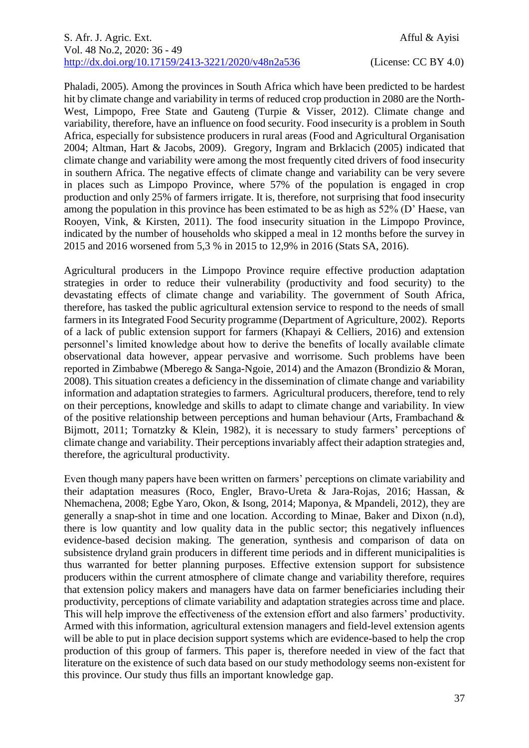Phaladi, 2005). Among the provinces in South Africa which have been predicted to be hardest hit by climate change and variability in terms of reduced crop production in 2080 are the North-West, Limpopo, Free State and Gauteng (Turpie & Visser, 2012). Climate change and variability, therefore, have an influence on food security. Food insecurity is a problem in South Africa, especially for subsistence producers in rural areas (Food and Agricultural Organisation 2004; Altman, Hart & Jacobs, 2009). Gregory, Ingram and Brklacich (2005) indicated that climate change and variability were among the most frequently cited drivers of food insecurity in southern Africa. The negative effects of climate change and variability can be very severe in places such as Limpopo Province, where 57% of the population is engaged in crop production and only 25% of farmers irrigate. It is, therefore, not surprising that food insecurity among the population in this province has been estimated to be as high as 52% (D' Haese, van Rooyen, Vink, & Kirsten, 2011). The food insecurity situation in the Limpopo Province, indicated by the number of households who skipped a meal in 12 months before the survey in 2015 and 2016 worsened from 5,3 % in 2015 to 12,9% in 2016 (Stats SA, 2016).

Agricultural producers in the Limpopo Province require effective production adaptation strategies in order to reduce their vulnerability (productivity and food security) to the devastating effects of climate change and variability. The government of South Africa, therefore, has tasked the public agricultural extension service to respond to the needs of small farmers in its Integrated Food Security programme (Department of Agriculture, 2002). Reports of a lack of public extension support for farmers (Khapayi & Celliers, 2016) and extension personnel's limited knowledge about how to derive the benefits of locally available climate observational data however, appear pervasive and worrisome. Such problems have been reported in Zimbabwe (Mberego & Sanga-Ngoie, 2014) and the Amazon (Brondizio & Moran, 2008). This situation creates a deficiency in the dissemination of climate change and variability information and adaptation strategies to farmers. Agricultural producers, therefore, tend to rely on their perceptions, knowledge and skills to adapt to climate change and variability. In view of the positive relationship between perceptions and human behaviour (Arts, Frambachand & Bijmott, 2011; Tornatzky & Klein, 1982), it is necessary to study farmers' perceptions of climate change and variability. Their perceptions invariably affect their adaption strategies and, therefore, the agricultural productivity.

Even though many papers have been written on farmers' perceptions on climate variability and their adaptation measures (Roco, Engler, Bravo-Ureta & Jara-Rojas, 2016; Hassan, & Nhemachena, 2008; Egbe Yaro, Okon, & Isong, 2014; Maponya, & Mpandeli, 2012), they are generally a snap-shot in time and one location. According to Minae, Baker and Dixon (n.d), there is low quantity and low quality data in the public sector; this negatively influences evidence-based decision making. The generation, synthesis and comparison of data on subsistence dryland grain producers in different time periods and in different municipalities is thus warranted for better planning purposes. Effective extension support for subsistence producers within the current atmosphere of climate change and variability therefore, requires that extension policy makers and managers have data on farmer beneficiaries including their productivity, perceptions of climate variability and adaptation strategies across time and place. This will help improve the effectiveness of the extension effort and also farmers' productivity. Armed with this information, agricultural extension managers and field-level extension agents will be able to put in place decision support systems which are evidence-based to help the crop production of this group of farmers. This paper is, therefore needed in view of the fact that literature on the existence of such data based on our study methodology seems non-existent for this province. Our study thus fills an important knowledge gap.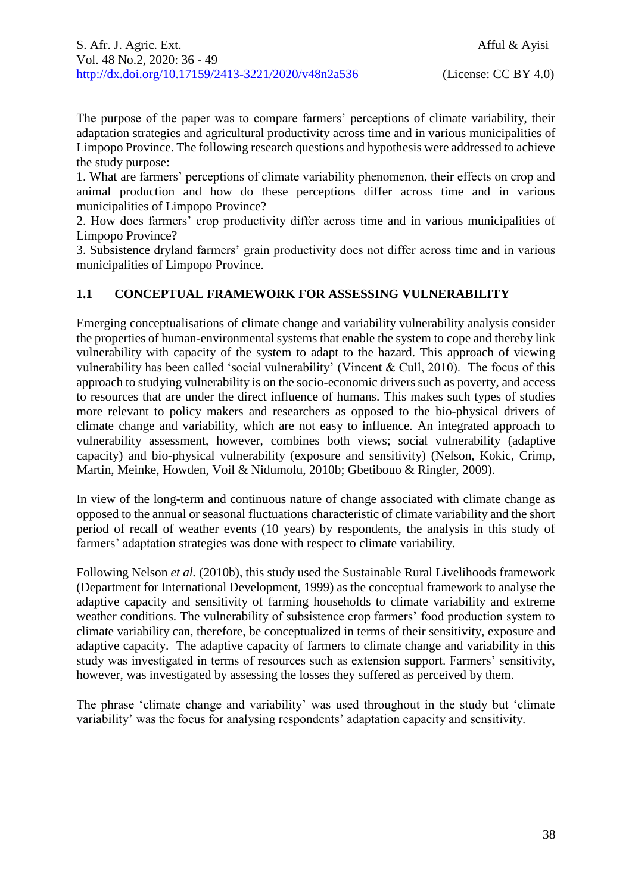The purpose of the paper was to compare farmers' perceptions of climate variability, their adaptation strategies and agricultural productivity across time and in various municipalities of Limpopo Province. The following research questions and hypothesis were addressed to achieve the study purpose:

1. What are farmers' perceptions of climate variability phenomenon, their effects on crop and animal production and how do these perceptions differ across time and in various municipalities of Limpopo Province?
2. How does farmers' crop productivity differ across time and in various municipalities of Limpopo Province?
3. Subsistence dryland farmers' grain productivity does not differ across time and in various municipalities of Limpopo Province.

## 1.1 CONCEPTUAL FRAMEWORK FOR ASSESSING VULNERABILITY

Emerging conceptualisations of climate change and variability vulnerability analysis consider the properties of human-environmental systems that enable the system to cope and thereby link vulnerability with capacity of the system to adapt to the hazard. This approach of viewing vulnerability has been called 'social vulnerability' (Vincent & Cull, 2010). The focus of this approach to studying vulnerability is on the socio-economic drivers such as poverty, and access to resources that are under the direct influence of humans. This makes such types of studies more relevant to policy makers and researchers as opposed to the bio-physical drivers of climate change and variability, which are not easy to influence. An integrated approach to vulnerability assessment, however, combines both views; social vulnerability (adaptive capacity) and bio-physical vulnerability (exposure and sensitivity) (Nelson, Kokic, Crimp, Martin, Meinke, Howden, Voil & Nidumolu, 2010b; Gbetibouo & Ringler, 2009).

In view of the long-term and continuous nature of change associated with climate change as opposed to the annual or seasonal fluctuations characteristic of climate variability and the short period of recall of weather events (10 years) by respondents, the analysis in this study of farmers' adaptation strategies was done with respect to climate variability.

Following Nelson *et al.* (2010b), this study used the Sustainable Rural Livelihoods framework (Department for International Development, 1999) as the conceptual framework to analyse the adaptive capacity and sensitivity of farming households to climate variability and extreme weather conditions. The vulnerability of subsistence crop farmers' food production system to climate variability can, therefore, be conceptualized in terms of their sensitivity, exposure and adaptive capacity. The adaptive capacity of farmers to climate change and variability in this study was investigated in terms of resources such as extension support. Farmers' sensitivity, however, was investigated by assessing the losses they suffered as perceived by them.

The phrase 'climate change and variability' was used throughout in the study but 'climate variability' was the focus for analysing respondents' adaptation capacity and sensitivity.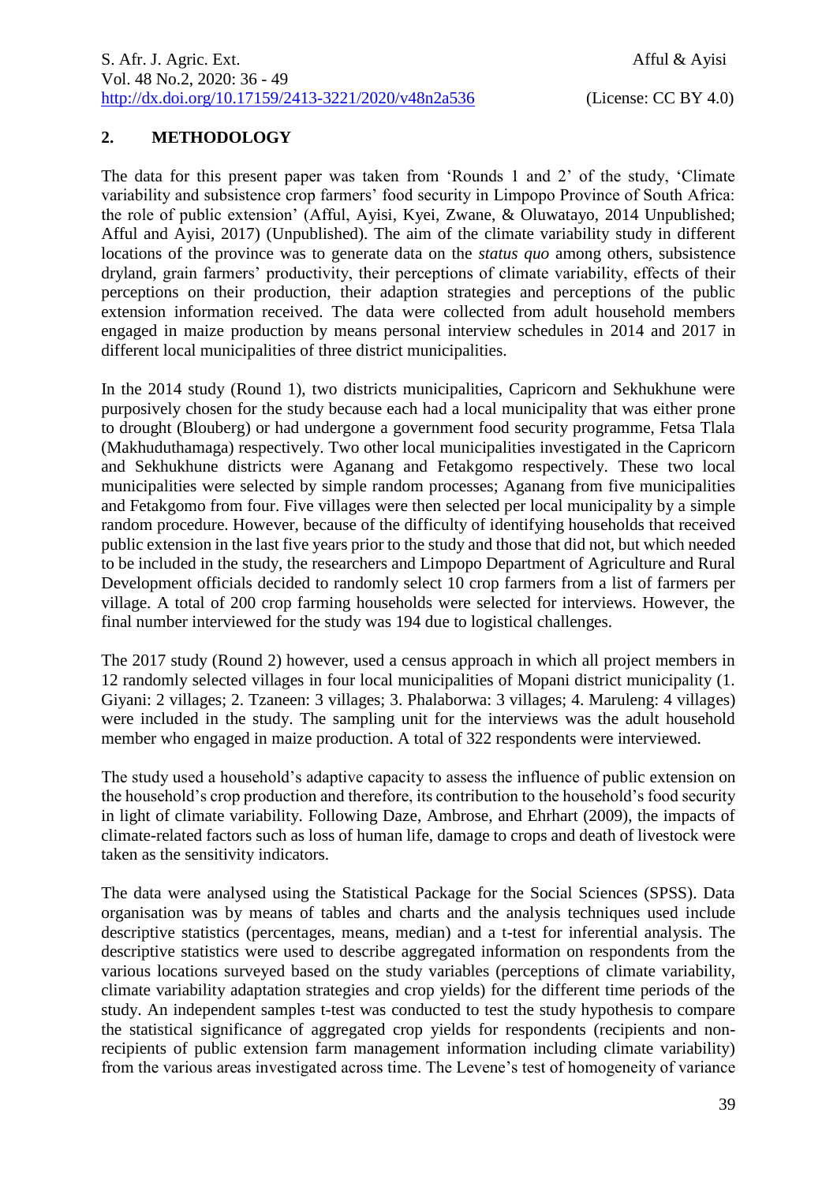## 2. METHODOLOGY

The data for this present paper was taken from 'Rounds 1 and 2' of the study, 'Climate variability and subsistence crop farmers' food security in Limpopo Province of South Africa: the role of public extension' (Afful, Ayisi, Kyei, Zwane, & Oluwatayo, 2014 Unpublished; Afful and Ayisi, 2017) (Unpublished). The aim of the climate variability study in different locations of the province was to generate data on the *status quo* among others, subsistence dryland, grain farmers' productivity, their perceptions of climate variability, effects of their perceptions on their production, their adaption strategies and perceptions of the public extension information received. The data were collected from adult household members engaged in maize production by means personal interview schedules in 2014 and 2017 in different local municipalities of three district municipalities.

In the 2014 study (Round 1), two districts municipalities, Capricorn and Sekhukhune were purposively chosen for the study because each had a local municipality that was either prone to drought (Blouberg) or had undergone a government food security programme, Fetsa Tlala (Makhuduthamaga) respectively. Two other local municipalities investigated in the Capricorn and Sekhukhune districts were Aganang and Fetakgomo respectively. These two local municipalities were selected by simple random processes; Aganang from five municipalities and Fetakgomo from four. Five villages were then selected per local municipality by a simple random procedure. However, because of the difficulty of identifying households that received public extension in the last five years prior to the study and those that did not, but which needed to be included in the study, the researchers and Limpopo Department of Agriculture and Rural Development officials decided to randomly select 10 crop farmers from a list of farmers per village. A total of 200 crop farming households were selected for interviews. However, the final number interviewed for the study was 194 due to logistical challenges.

The 2017 study (Round 2) however, used a census approach in which all project members in 12 randomly selected villages in four local municipalities of Mopani district municipality (1. Giyani: 2 villages; 2. Tzaneen: 3 villages; 3. Phalaborwa: 3 villages; 4. Maruleng: 4 villages) were included in the study. The sampling unit for the interviews was the adult household member who engaged in maize production. A total of 322 respondents were interviewed.

The study used a household's adaptive capacity to assess the influence of public extension on the household's crop production and therefore, its contribution to the household's food security in light of climate variability. Following Daze, Ambrose, and Ehrhart (2009), the impacts of climate-related factors such as loss of human life, damage to crops and death of livestock were taken as the sensitivity indicators.

The data were analysed using the Statistical Package for the Social Sciences (SPSS). Data organisation was by means of tables and charts and the analysis techniques used include descriptive statistics (percentages, means, median) and a t-test for inferential analysis. The descriptive statistics were used to describe aggregated information on respondents from the various locations surveyed based on the study variables (perceptions of climate variability, climate variability adaptation strategies and crop yields) for the different time periods of the study. An independent samples t-test was conducted to test the study hypothesis to compare the statistical significance of aggregated crop yields for respondents (recipients and non-recipients of public extension farm management information including climate variability) from the various areas investigated across time. The Levene's test of homogeneity of variance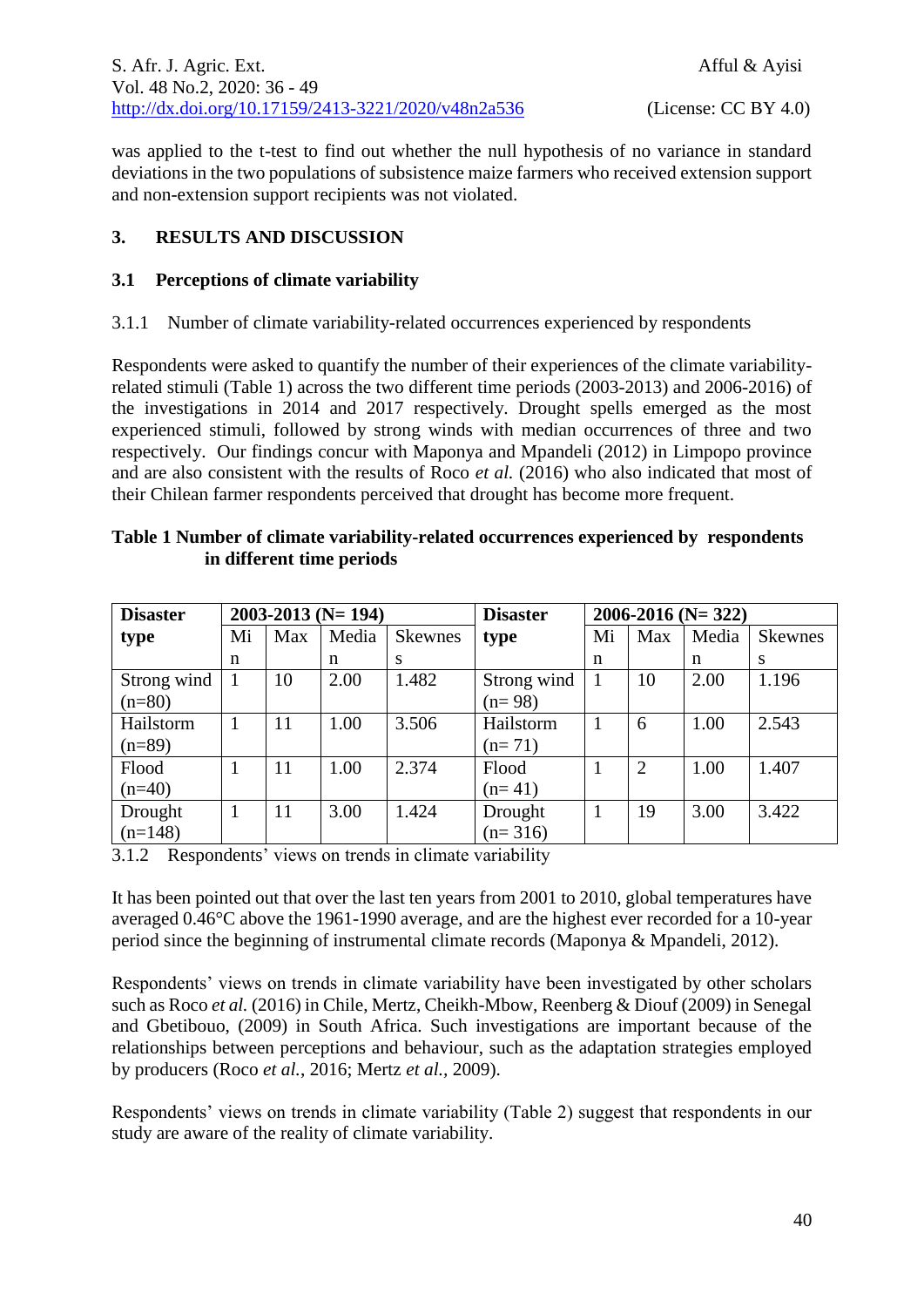was applied to the t-test to find out whether the null hypothesis of no variance in standard deviations in the two populations of subsistence maize farmers who received extension support and non-extension support recipients was not violated.

## 3. RESULTS AND DISCUSSION

### 3.1 Perceptions of climate variability

3.1.1 Number of climate variability-related occurrences experienced by respondents

Respondents were asked to quantify the number of their experiences of the climate variability-related stimuli (Table 1) across the two different time periods (2003-2013) and 2006-2016) of the investigations in 2014 and 2017 respectively. Drought spells emerged as the most experienced stimuli, followed by strong winds with median occurrences of three and two respectively. Our findings concur with Maponya and Mpandeli (2012) in Limpopo province and are also consistent with the results of Roco *et al.* (2016) who also indicated that most of their Chilean farmer respondents perceived that drought has become more frequent.

**Table 1 Number of climate variability-related occurrences experienced by respondents in different time periods**

| Disaster type | 2003-2013 (N= 194) | | | | Disaster type | 2006-2016 (N= 322) | | | |
|---|---|---|---|---|---|---|---|---|---|
| | Min | Max | Median | Skewness | | Min | Max | Median | Skewness |
| Strong wind (n=80) | 1 | 10 | 2.00 | 1.482 | Strong wind (n= 98) | 1 | 10 | 2.00 | 1.196 |
| Hailstorm (n=89) | 1 | 11 | 1.00 | 3.506 | Hailstorm (n= 71) | 1 | 6 | 1.00 | 2.543 |
| Flood (n=40) | 1 | 11 | 1.00 | 2.374 | Flood (n= 41) | 1 | 2 | 1.00 | 1.407 |
| Drought (n=148) | 1 | 11 | 3.00 | 1.424 | Drought (n= 316) | 1 | 19 | 3.00 | 3.422 |

3.1.2 Respondents' views on trends in climate variability

It has been pointed out that over the last ten years from 2001 to 2010, global temperatures have averaged 0.46°C above the 1961-1990 average, and are the highest ever recorded for a 10-year period since the beginning of instrumental climate records (Maponya & Mpandeli, 2012).

Respondents' views on trends in climate variability have been investigated by other scholars such as Roco *et al.* (2016) in Chile, Mertz, Cheikh-Mbow, Reenberg & Diouf (2009) in Senegal and Gbetibouo, (2009) in South Africa. Such investigations are important because of the relationships between perceptions and behaviour, such as the adaptation strategies employed by producers (Roco *et al.*, 2016; Mertz *et al.,* 2009).

Respondents' views on trends in climate variability (Table 2) suggest that respondents in our study are aware of the reality of climate variability.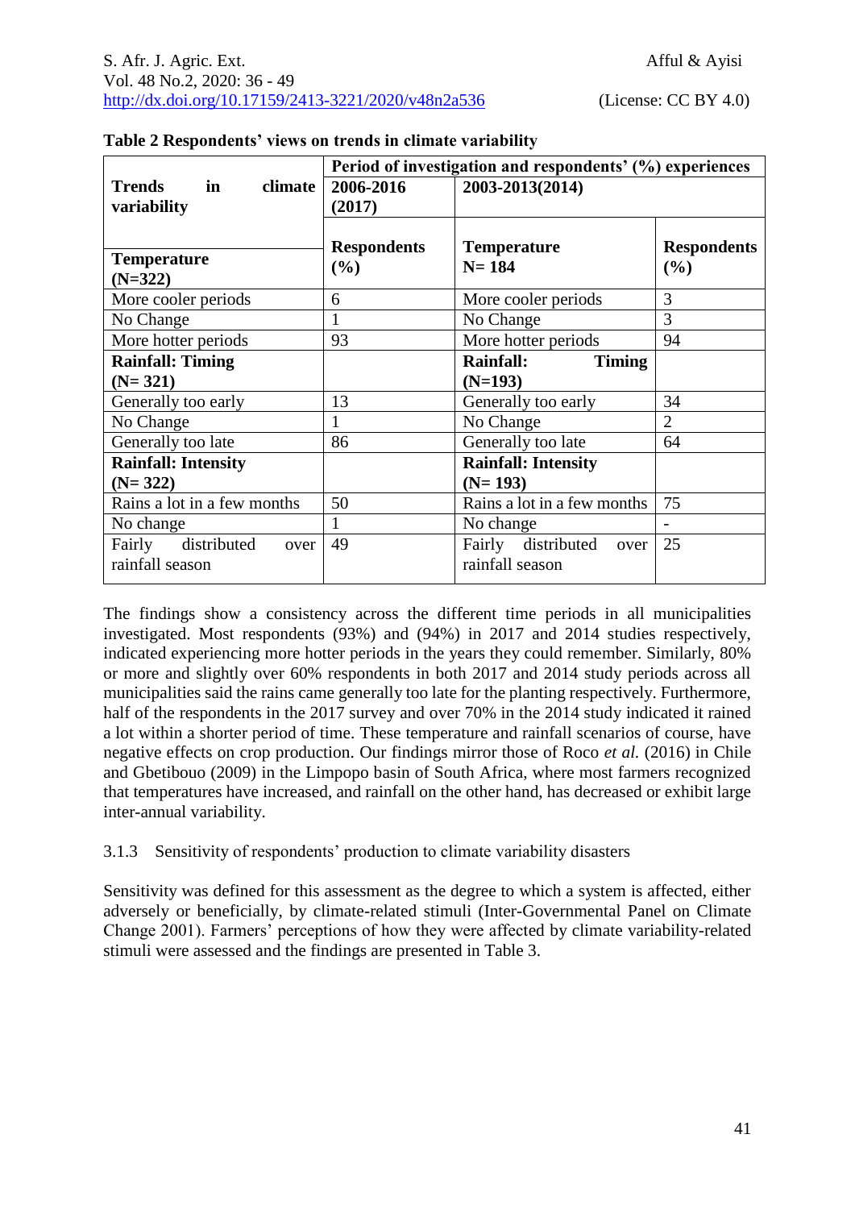**Table 2 Respondents' views on trends in climate variability**

| Trends in climate variability | Period of investigation and respondents' (%) experiences | | |
|---|---|---|---|
| | 2006-2016 (2017) | 2003-2013(2014) | |
| **Temperature (N=322)** | **Respondents (%)** | **Temperature N= 184** | **Respondents (%)** |
| More cooler periods | 6 | More cooler periods | 3 |
| No Change | 1 | No Change | 3 |
| More hotter periods | 93 | More hotter periods | 94 |
| **Rainfall: Timing (N= 321)** | | **Rainfall: Timing (N=193)** | |
| Generally too early | 13 | Generally too early | 34 |
| No Change | 1 | No Change | 2 |
| Generally too late | 86 | Generally too late | 64 |
| **Rainfall: Intensity (N= 322)** | | **Rainfall: Intensity (N= 193)** | |
| Rains a lot in a few months | 50 | Rains a lot in a few months | 75 |
| No change | 1 | No change | - |
| Fairly distributed over rainfall season | 49 | Fairly distributed over rainfall season | 25 |

The findings show a consistency across the different time periods in all municipalities investigated. Most respondents (93%) and (94%) in 2017 and 2014 studies respectively, indicated experiencing more hotter periods in the years they could remember. Similarly, 80% or more and slightly over 60% respondents in both 2017 and 2014 study periods across all municipalities said the rains came generally too late for the planting respectively. Furthermore, half of the respondents in the 2017 survey and over 70% in the 2014 study indicated it rained a lot within a shorter period of time. These temperature and rainfall scenarios of course, have negative effects on crop production. Our findings mirror those of Roco *et al.* (2016) in Chile and Gbetibouo (2009) in the Limpopo basin of South Africa, where most farmers recognized that temperatures have increased, and rainfall on the other hand, has decreased or exhibit large inter-annual variability.

### 3.1.3 Sensitivity of respondents' production to climate variability disasters

Sensitivity was defined for this assessment as the degree to which a system is affected, either adversely or beneficially, by climate-related stimuli (Inter-Governmental Panel on Climate Change 2001). Farmers' perceptions of how they were affected by climate variability-related stimuli were assessed and the findings are presented in Table 3.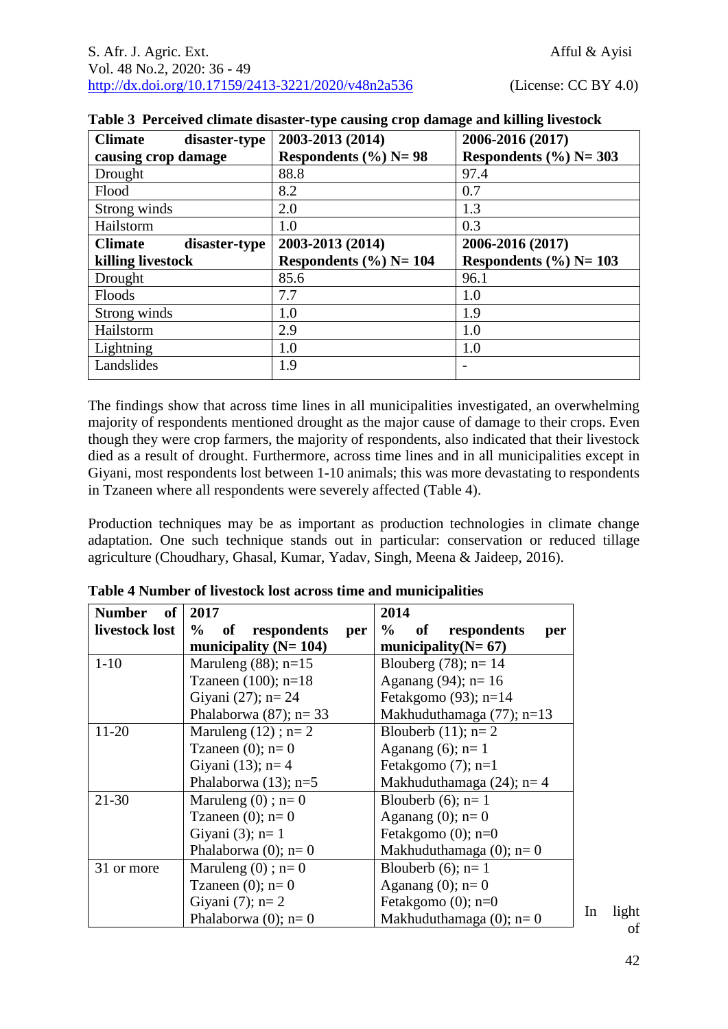**Table 3 Perceived climate disaster-type causing crop damage and killing livestock**

| Climate disaster-type causing crop damage | 2003-2013 (2014) Respondents (%) N= 98 | 2006-2016 (2017) Respondents (%) N= 303 |
|---|---|---|
| Drought | 88.8 | 97.4 |
| Flood | 8.2 | 0.7 |
| Strong winds | 2.0 | 1.3 |
| Hailstorm | 1.0 | 0.3 |
| **Climate disaster-type killing livestock** | **2003-2013 (2014) Respondents (%) N= 104** | **2006-2016 (2017) Respondents (%) N= 103** |
| Drought | 85.6 | 96.1 |
| Floods | 7.7 | 1.0 |
| Strong winds | 1.0 | 1.9 |
| Hailstorm | 2.9 | 1.0 |
| Lightning | 1.0 | 1.0 |
| Landslides | 1.9 | - |

The findings show that across time lines in all municipalities investigated, an overwhelming majority of respondents mentioned drought as the major cause of damage to their crops. Even though they were crop farmers, the majority of respondents, also indicated that their livestock died as a result of drought. Furthermore, across time lines and in all municipalities except in Giyani, most respondents lost between 1-10 animals; this was more devastating to respondents in Tzaneen where all respondents were severely affected (Table 4).

Production techniques may be as important as production technologies in climate change adaptation. One such technique stands out in particular: conservation or reduced tillage agriculture (Choudhary, Ghasal, Kumar, Yadav, Singh, Meena & Jaideep, 2016).

**Table 4 Number of livestock lost across time and municipalities**

| Number of livestock lost | 2017 % of respondents per municipality (N= 104) | 2014 % of respondents per municipality(N= 67) |
|---|---|---|
| 1-10 | Maruleng (88); n=15<br>Tzaneen (100); n=18<br>Giyani (27); n= 24<br>Phalaborwa (87); n= 33 | Blouberg (78); n= 14<br>Aganang (94); n= 16<br>Fetakgomo (93); n=14<br>Makhuduthamaga (77); n=13 |
| 11-20 | Maruleng (12) ; n= 2<br>Tzaneen (0); n= 0<br>Giyani (13); n= 4<br>Phalaborwa (13); n=5 | Blouberb (11); n= 2<br>Aganang (6); n= 1<br>Fetakgomo (7); n=1<br>Makhuduthamaga (24); n= 4 |
| 21-30 | Maruleng (0) ; n= 0<br>Tzaneen (0); n= 0<br>Giyani (3); n= 1<br>Phalaborwa (0); n= 0 | Blouberb (6); n= 1<br>Aganang (0); n= 0<br>Fetakgomo (0); n=0<br>Makhuduthamaga (0); n= 0 |
| 31 or more | Maruleng (0) ; n= 0<br>Tzaneen (0); n= 0<br>Giyani (7); n= 2<br>Phalaborwa (0); n= 0 | Blouberb (6); n= 1<br>Aganang (0); n= 0<br>Fetakgomo (0); n=0<br>Makhuduthamaga (0); n= 0 |

In light of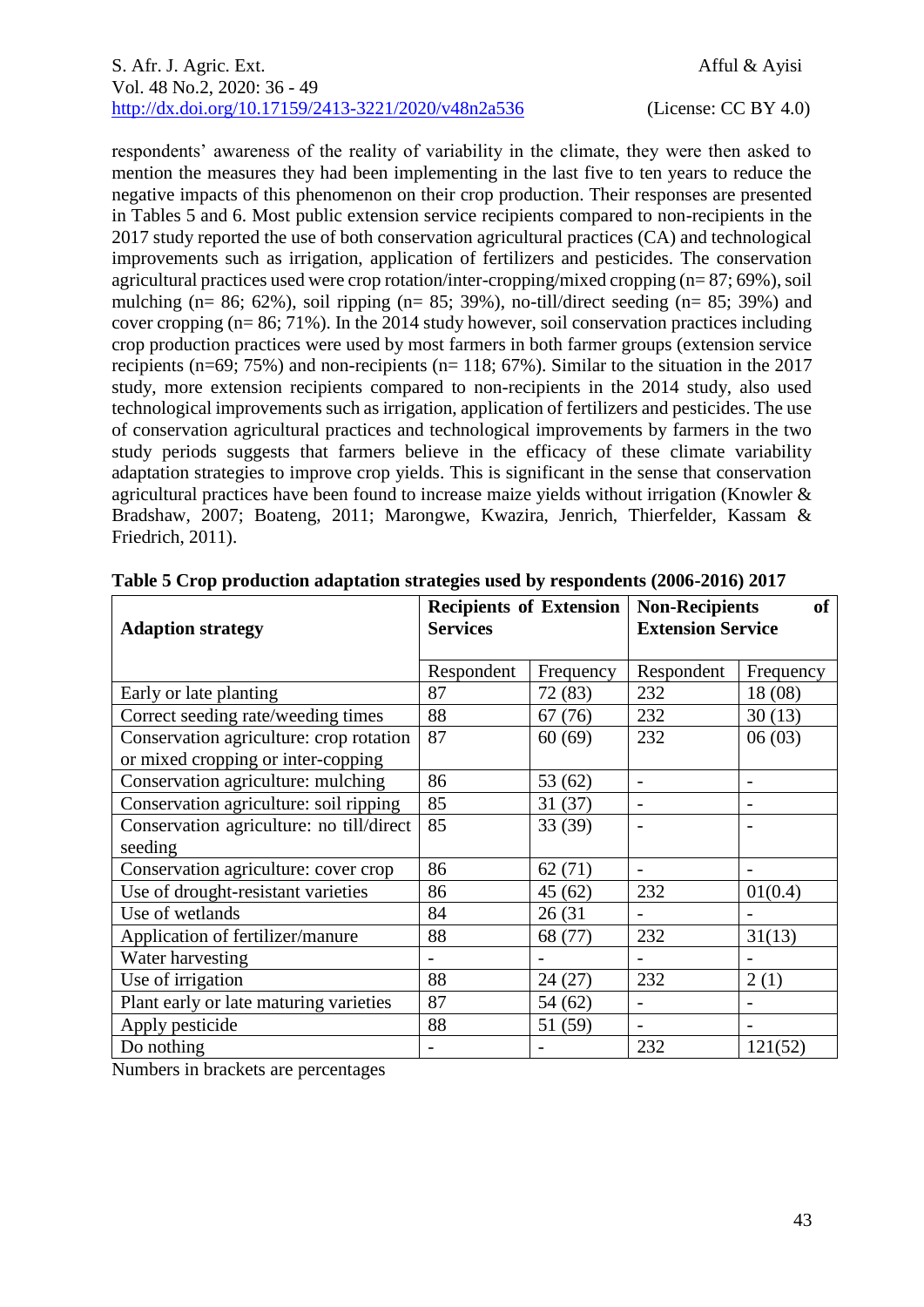respondents' awareness of the reality of variability in the climate, they were then asked to mention the measures they had been implementing in the last five to ten years to reduce the negative impacts of this phenomenon on their crop production. Their responses are presented in Tables 5 and 6. Most public extension service recipients compared to non-recipients in the 2017 study reported the use of both conservation agricultural practices (CA) and technological improvements such as irrigation, application of fertilizers and pesticides. The conservation agricultural practices used were crop rotation/inter-cropping/mixed cropping (n= 87; 69%), soil mulching (n= 86; 62%), soil ripping (n= 85; 39%), no-till/direct seeding (n= 85; 39%) and cover cropping (n= 86; 71%). In the 2014 study however, soil conservation practices including crop production practices were used by most farmers in both farmer groups (extension service recipients (n=69; 75%) and non-recipients (n= 118; 67%). Similar to the situation in the 2017 study, more extension recipients compared to non-recipients in the 2014 study, also used technological improvements such as irrigation, application of fertilizers and pesticides. The use of conservation agricultural practices and technological improvements by farmers in the two study periods suggests that farmers believe in the efficacy of these climate variability adaptation strategies to improve crop yields. This is significant in the sense that conservation agricultural practices have been found to increase maize yields without irrigation (Knowler & Bradshaw, 2007; Boateng, 2011; Marongwe, Kwazira, Jenrich, Thierfelder, Kassam & Friedrich, 2011).

**Table 5 Crop production adaptation strategies used by respondents (2006-2016) 2017**

| Adaption strategy | Recipients of Extension Services | | Non-Recipients of Extension Service | |
|---|---|---|---|---|
| | Respondent | Frequency | Respondent | Frequency |
| Early or late planting | 87 | 72 (83) | 232 | 18 (08) |
| Correct seeding rate/weeding times | 88 | 67 (76) | 232 | 30 (13) |
| Conservation agriculture: crop rotation or mixed cropping or inter-copping | 87 | 60 (69) | 232 | 06 (03) |
| Conservation agriculture: mulching | 86 | 53 (62) | - | - |
| Conservation agriculture: soil ripping | 85 | 31 (37) | - | - |
| Conservation agriculture: no till/direct seeding | 85 | 33 (39) | - | - |
| Conservation agriculture: cover crop | 86 | 62 (71) | - | - |
| Use of drought-resistant varieties | 86 | 45 (62) | 232 | 01(0.4) |
| Use of wetlands | 84 | 26 (31 | - | - |
| Application of fertilizer/manure | 88 | 68 (77) | 232 | 31(13) |
| Water harvesting | - | - | - | - |
| Use of irrigation | 88 | 24 (27) | 232 | 2 (1) |
| Plant early or late maturing varieties | 87 | 54 (62) | - | - |
| Apply pesticide | 88 | 51 (59) | - | - |
| Do nothing | - | - | 232 | 121(52) |

Numbers in brackets are percentages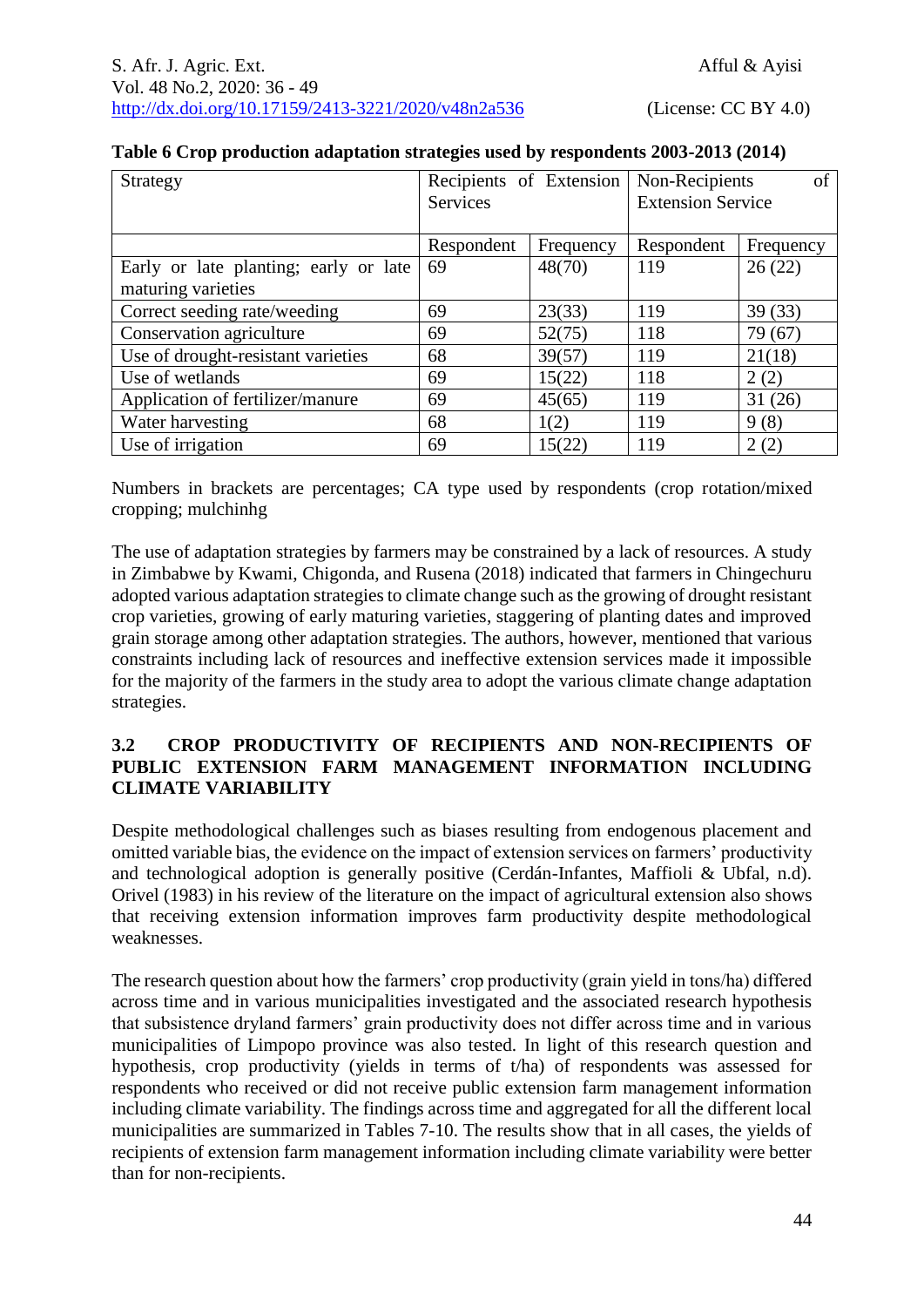**Table 6 Crop production adaptation strategies used by respondents 2003-2013 (2014)**

| Strategy | Recipients of Extension Services | | Non-Recipients of Extension Service | |
|---|---|---|---|---|
| | Respondent | Frequency | Respondent | Frequency |
| Early or late planting; early or late maturing varieties | 69 | 48(70) | 119 | 26 (22) |
| Correct seeding rate/weeding | 69 | 23(33) | 119 | 39 (33) |
| Conservation agriculture | 69 | 52(75) | 118 | 79 (67) |
| Use of drought-resistant varieties | 68 | 39(57) | 119 | 21(18) |
| Use of wetlands | 69 | 15(22) | 118 | 2 (2) |
| Application of fertilizer/manure | 69 | 45(65) | 119 | 31 (26) |
| Water harvesting | 68 | 1(2) | 119 | 9 (8) |
| Use of irrigation | 69 | 15(22) | 119 | 2 (2) |

Numbers in brackets are percentages; CA type used by respondents (crop rotation/mixed cropping; mulchinhg

The use of adaptation strategies by farmers may be constrained by a lack of resources. A study in Zimbabwe by Kwami, Chigonda, and Rusena (2018) indicated that farmers in Chingechuru adopted various adaptation strategies to climate change such as the growing of drought resistant crop varieties, growing of early maturing varieties, staggering of planting dates and improved grain storage among other adaptation strategies. The authors, however, mentioned that various constraints including lack of resources and ineffective extension services made it impossible for the majority of the farmers in the study area to adopt the various climate change adaptation strategies.

### 3.2 CROP PRODUCTIVITY OF RECIPIENTS AND NON-RECIPIENTS OF PUBLIC EXTENSION FARM MANAGEMENT INFORMATION INCLUDING CLIMATE VARIABILITY

Despite methodological challenges such as biases resulting from endogenous placement and omitted variable bias, the evidence on the impact of extension services on farmers' productivity and technological adoption is generally positive (Cerdán-Infantes, Maffioli & Ubfal, n.d). Orivel (1983) in his review of the literature on the impact of agricultural extension also shows that receiving extension information improves farm productivity despite methodological weaknesses.

The research question about how the farmers' crop productivity (grain yield in tons/ha) differed across time and in various municipalities investigated and the associated research hypothesis that subsistence dryland farmers' grain productivity does not differ across time and in various municipalities of Limpopo province was also tested. In light of this research question and hypothesis, crop productivity (yields in terms of t/ha) of respondents was assessed for respondents who received or did not receive public extension farm management information including climate variability. The findings across time and aggregated for all the different local municipalities are summarized in Tables 7-10. The results show that in all cases, the yields of recipients of extension farm management information including climate variability were better than for non-recipients.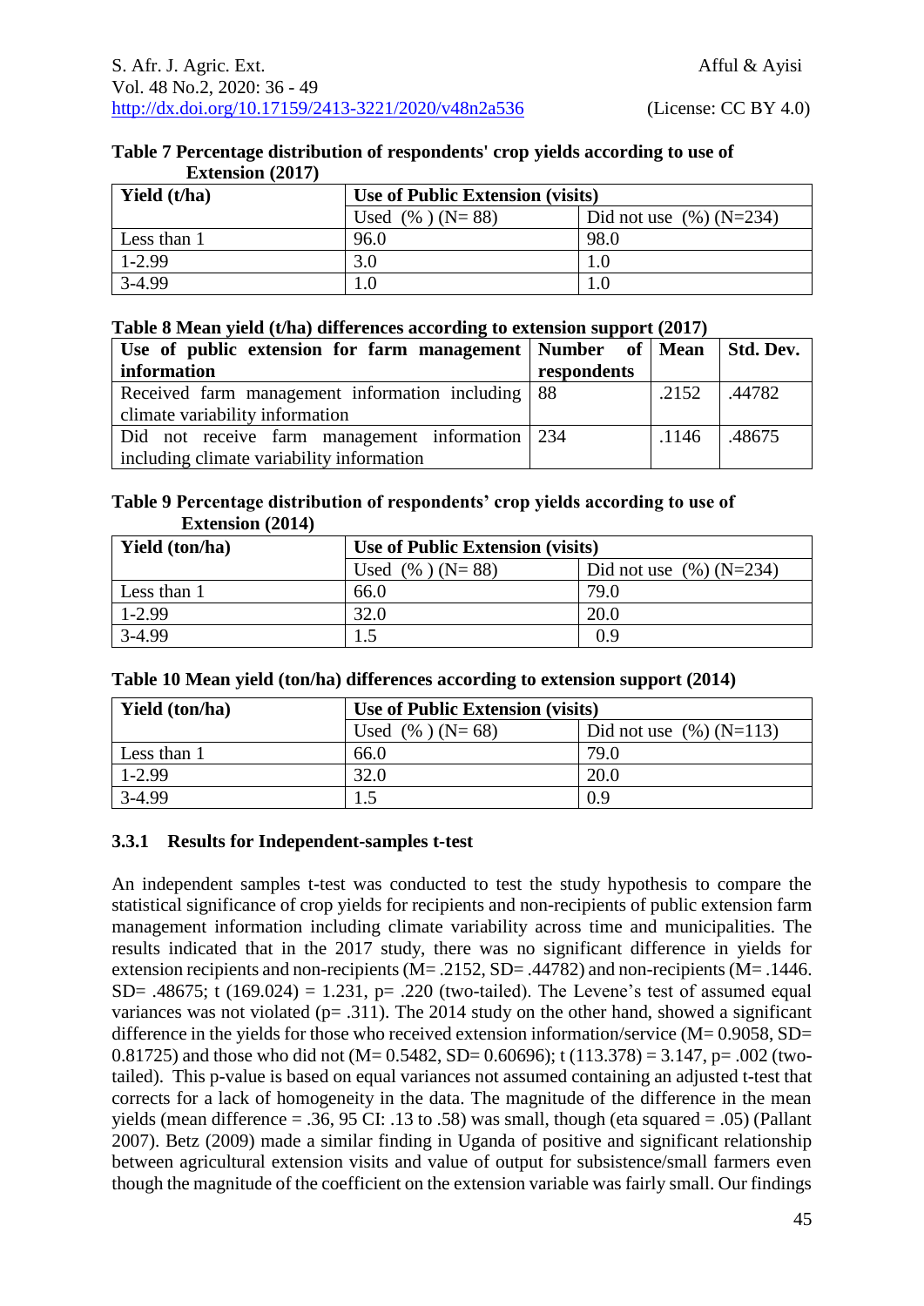**Table 7 Percentage distribution of respondents' crop yields according to use of Extension (2017)**

| Yield (t/ha) | Use of Public Extension (visits) | |
|---|---|---|
| | Used (% ) (N= 88) | Did not use (%) (N=234) |
| Less than 1 | 96.0 | 98.0 |
| 1-2.99 | 3.0 | 1.0 |
| 3-4.99 | 1.0 | 1.0 |

**Table 8 Mean yield (t/ha) differences according to extension support (2017)**

| Use of public extension for farm management information | Number of respondents | Mean | Std. Dev. |
|---|---|---|---|
| Received farm management information including climate variability information | 88 | .2152 | .44782 |
| Did not receive farm management information including climate variability information | 234 | .1146 | .48675 |

**Table 9 Percentage distribution of respondents' crop yields according to use of Extension (2014)**

| Yield (ton/ha) | Use of Public Extension (visits) | |
|---|---|---|
| | Used (% ) (N= 88) | Did not use (%) (N=234) |
| Less than 1 | 66.0 | 79.0 |
| 1-2.99 | 32.0 | 20.0 |
| 3-4.99 | 1.5 | 0.9 |

**Table 10 Mean yield (ton/ha) differences according to extension support (2014)**

| Yield (ton/ha) | Use of Public Extension (visits) | |
|---|---|---|
| | Used (% ) (N= 68) | Did not use (%) (N=113) |
| Less than 1 | 66.0 | 79.0 |
| 1-2.99 | 32.0 | 20.0 |
| 3-4.99 | 1.5 | 0.9 |

### 3.3.1 Results for Independent-samples t-test

An independent samples t-test was conducted to test the study hypothesis to compare the statistical significance of crop yields for recipients and non-recipients of public extension farm management information including climate variability across time and municipalities. The results indicated that in the 2017 study, there was no significant difference in yields for extension recipients and non-recipients (M= .2152, SD= .44782) and non-recipients (M= .1446. SD= .48675; t (169.024) = 1.231, p= .220 (two-tailed). The Levene's test of assumed equal variances was not violated (p= .311). The 2014 study on the other hand, showed a significant difference in the yields for those who received extension information/service (M= 0.9058, SD= 0.81725) and those who did not (M= 0.5482, SD= 0.60696); t (113.378) = 3.147, p= .002 (two-tailed). This p-value is based on equal variances not assumed containing an adjusted t-test that corrects for a lack of homogeneity in the data. The magnitude of the difference in the mean yields (mean difference = .36, 95 CI: .13 to .58) was small, though (eta squared = .05) (Pallant 2007). Betz (2009) made a similar finding in Uganda of positive and significant relationship between agricultural extension visits and value of output for subsistence/small farmers even though the magnitude of the coefficient on the extension variable was fairly small. Our findings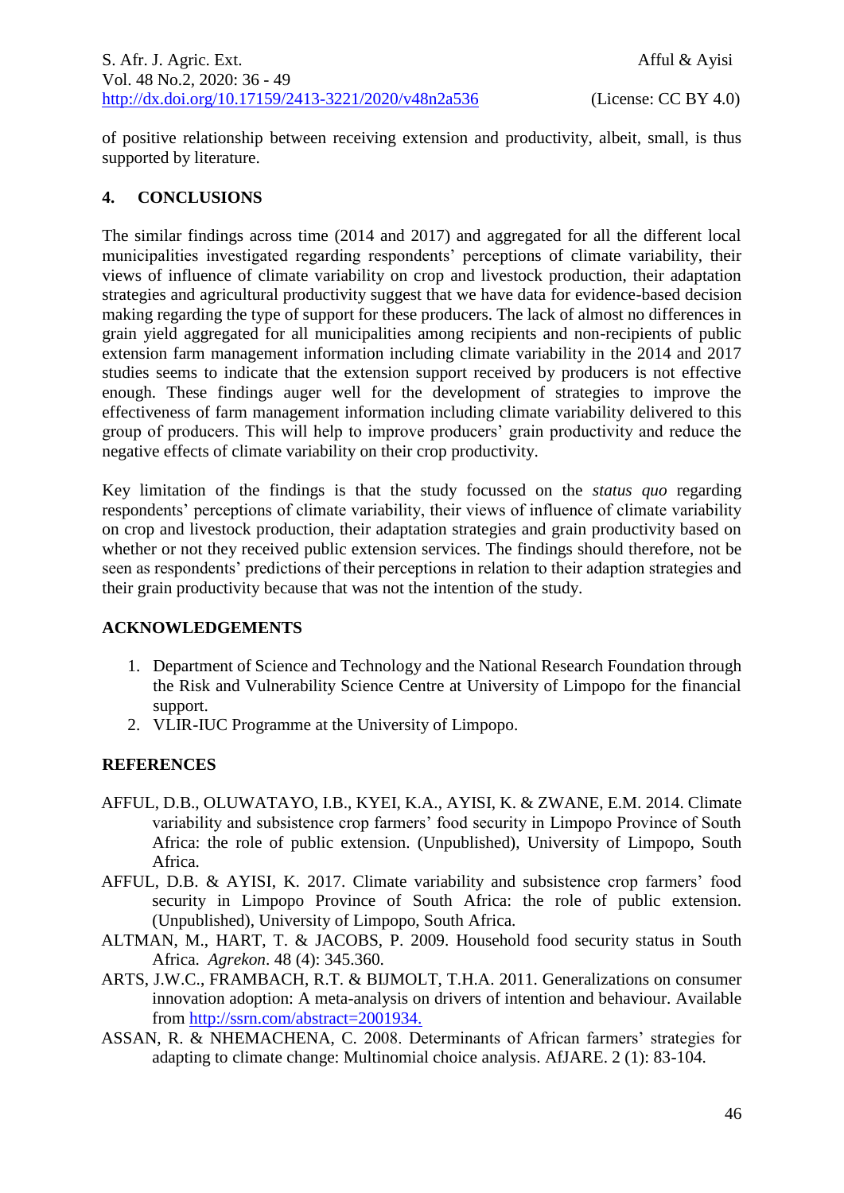of positive relationship between receiving extension and productivity, albeit, small, is thus supported by literature.

## 4. CONCLUSIONS

The similar findings across time (2014 and 2017) and aggregated for all the different local municipalities investigated regarding respondents' perceptions of climate variability, their views of influence of climate variability on crop and livestock production, their adaptation strategies and agricultural productivity suggest that we have data for evidence-based decision making regarding the type of support for these producers. The lack of almost no differences in grain yield aggregated for all municipalities among recipients and non-recipients of public extension farm management information including climate variability in the 2014 and 2017 studies seems to indicate that the extension support received by producers is not effective enough. These findings auger well for the development of strategies to improve the effectiveness of farm management information including climate variability delivered to this group of producers. This will help to improve producers' grain productivity and reduce the negative effects of climate variability on their crop productivity.

Key limitation of the findings is that the study focussed on the *status quo* regarding respondents' perceptions of climate variability, their views of influence of climate variability on crop and livestock production, their adaptation strategies and grain productivity based on whether or not they received public extension services. The findings should therefore, not be seen as respondents' predictions of their perceptions in relation to their adaption strategies and their grain productivity because that was not the intention of the study.

## ACKNOWLEDGEMENTS

1. Department of Science and Technology and the National Research Foundation through the Risk and Vulnerability Science Centre at University of Limpopo for the financial support.
2. VLIR-IUC Programme at the University of Limpopo.

## REFERENCES

AFFUL, D.B., OLUWATAYO, I.B., KYEI, K.A., AYISI, K. & ZWANE, E.M. 2014. Climate variability and subsistence crop farmers' food security in Limpopo Province of South Africa: the role of public extension. (Unpublished), University of Limpopo, South Africa.

AFFUL, D.B. & AYISI, K. 2017. Climate variability and subsistence crop farmers' food security in Limpopo Province of South Africa: the role of public extension. (Unpublished), University of Limpopo, South Africa.

ALTMAN, M., HART, T. & JACOBS, P. 2009. Household food security status in South Africa. *Agrekon*. 48 (4): 345.360.

ARTS, J.W.C., FRAMBACH, R.T. & BIJMOLT, T.H.A. 2011. Generalizations on consumer innovation adoption: A meta-analysis on drivers of intention and behaviour. Available from http://ssrn.com/abstract=2001934.

ASSAN, R. & NHEMACHENA, C. 2008. Determinants of African farmers' strategies for adapting to climate change: Multinomial choice analysis. AfJARE. 2 (1): 83-104.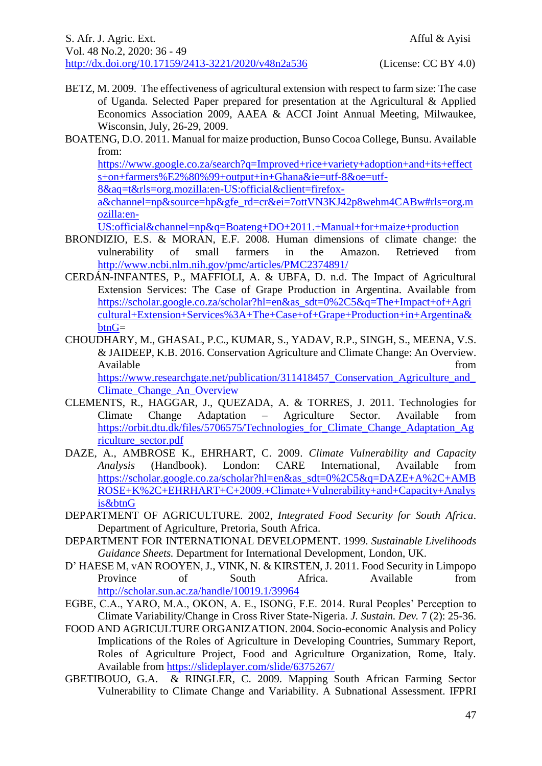BETZ, M. 2009. The effectiveness of agricultural extension with respect to farm size: The case of Uganda. Selected Paper prepared for presentation at the Agricultural & Applied Economics Association 2009, AAEA & ACCI Joint Annual Meeting, Milwaukee, Wisconsin, July, 26-29, 2009.

BOATENG, D.O. 2011. Manual for maize production, Bunso Cocoa College, Bunsu. Available from: https://www.google.co.za/search?q=Improved+rice+variety+adoption+and+its+effects+on+farmers%E2%80%99+output+in+Ghana&ie=utf-8&oe=utf-8&aq=t&rls=org.mozilla:en-US:official&client=firefox-a&channel=np&source=hp&gfe_rd=cr&ei=7ottVN3KJ42p8wehm4CABw#rls=org.mozilla:en-US:official&channel=np&q=Boateng+DO+2011.+Manual+for+maize+production

BRONDIZIO, E.S. & MORAN, E.F. 2008. Human dimensions of climate change: the vulnerability of small farmers in the Amazon. Retrieved from http://www.ncbi.nlm.nih.gov/pmc/articles/PMC2374891/

CERDÁN-INFANTES, P., MAFFIOLI, A. & UBFA, D. n.d. The Impact of Agricultural Extension Services: The Case of Grape Production in Argentina. Available from https://scholar.google.co.za/scholar?hl=en&as_sdt=0%2C5&q=The+Impact+of+Agricultural+Extension+Services%3A+The+Case+of+Grape+Production+in+Argentina&btnG=

CHOUDHARY, M., GHASAL, P.C., KUMAR, S., YADAV, R.P., SINGH, S., MEENA, V.S. & JAIDEEP, K.B. 2016. Conservation Agriculture and Climate Change: An Overview. Available from https://www.researchgate.net/publication/311418457_Conservation_Agriculture_and_Climate_Change_An_Overview

CLEMENTS, R., HAGGAR, J., QUEZADA, A. & TORRES, J. 2011. Technologies for Climate Change Adaptation – Agriculture Sector. Available from https://orbit.dtu.dk/files/5706575/Technologies_for_Climate_Change_Adaptation_Agriculture_sector.pdf

DAZE, A., AMBROSE K., EHRHART, C. 2009. *Climate Vulnerability and Capacity Analysis* (Handbook). London: CARE International, Available from https://scholar.google.co.za/scholar?hl=en&as_sdt=0%2C5&q=DAZE+A%2C+AMBROSE+K%2C+EHRHART+C+2009.+Climate+Vulnerability+and+Capacity+Analysis&btnG

DEPARTMENT OF AGRICULTURE. 2002, *Integrated Food Security for South Africa*. Department of Agriculture, Pretoria, South Africa.

DEPARTMENT FOR INTERNATIONAL DEVELOPMENT. 1999. *Sustainable Livelihoods Guidance Sheets.* Department for International Development, London, UK.

D' HAESE M, vAN ROOYEN, J., VINK, N. & KIRSTEN, J. 2011. Food Security in Limpopo Province of South Africa. Available from http://scholar.sun.ac.za/handle/10019.1/39964

EGBE, C.A., YARO, M.A., OKON, A. E., ISONG, F.E. 2014. Rural Peoples' Perception to Climate Variability/Change in Cross River State-Nigeria. *J. Sustain. Dev.* 7 (2): 25-36.

FOOD AND AGRICULTURE ORGANIZATION. 2004. Socio-economic Analysis and Policy Implications of the Roles of Agriculture in Developing Countries, Summary Report, Roles of Agriculture Project, Food and Agriculture Organization, Rome, Italy. Available from https://slideplayer.com/slide/6375267/

GBETIBOUO, G.A. & RINGLER, C. 2009. Mapping South African Farming Sector Vulnerability to Climate Change and Variability. A Subnational Assessment. IFPRI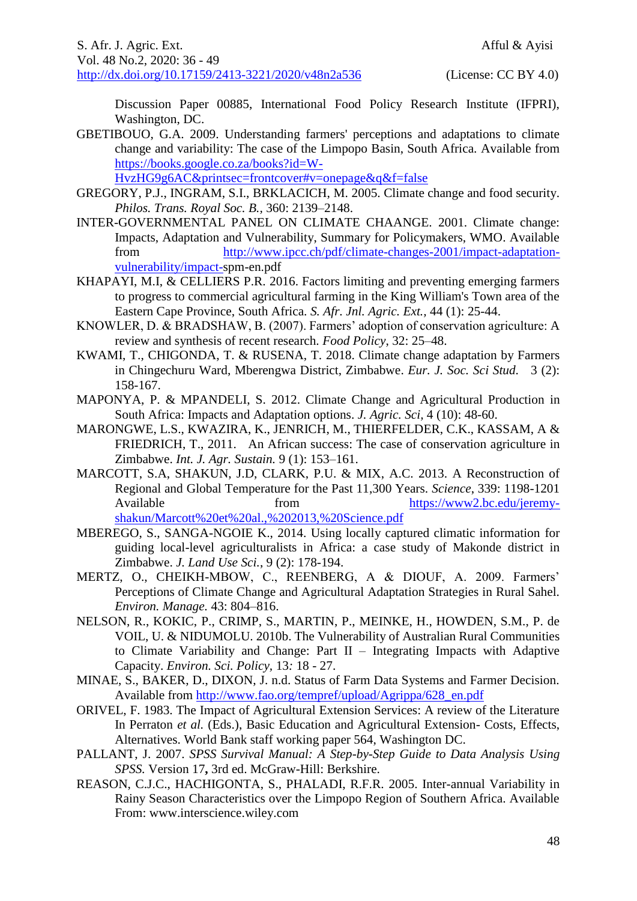Discussion Paper 00885, International Food Policy Research Institute (IFPRI), Washington, DC.

GBETIBOUO, G.A. 2009. Understanding farmers' perceptions and adaptations to climate change and variability: The case of the Limpopo Basin, South Africa. Available from https://books.google.co.za/books?id=W-HvzHG9g6AC&printsec=frontcover#v=onepage&q&f=false

GREGORY, P.J., INGRAM, S.I., BRKLACICH, M. 2005. Climate change and food security. *Philos. Trans. Royal Soc. B.*, 360: 2139–2148.

INTER-GOVERNMENTAL PANEL ON CLIMATE CHAANGE. 2001. Climate change: Impacts, Adaptation and Vulnerability, Summary for Policymakers, WMO. Available from http://www.ipcc.ch/pdf/climate-changes-2001/impact-adaptation-vulnerability/impact-spm-en.pdf

KHAPAYI, M.I, & CELLIERS P.R. 2016. Factors limiting and preventing emerging farmers to progress to commercial agricultural farming in the King William's Town area of the Eastern Cape Province, South Africa. *S. Afr. Jnl. Agric. Ext.*, 44 (1): 25-44.

KNOWLER, D. & BRADSHAW, B. (2007). Farmers' adoption of conservation agriculture: A review and synthesis of recent research. *Food Policy*, 32: 25–48.

KWAMI, T., CHIGONDA, T. & RUSENA, T. 2018. Climate change adaptation by Farmers in Chingechuru Ward, Mberengwa District, Zimbabwe. *Eur. J. Soc. Sci Stud.* 3 (2): 158-167.

MAPONYA, P. & MPANDELI, S. 2012. Climate Change and Agricultural Production in South Africa: Impacts and Adaptation options. *J. Agric. Sci*, 4 (10): 48-60.

MARONGWE, L.S., KWAZIRA, K., JENRICH, M., THIERFELDER, C.K., KASSAM, A & FRIEDRICH, T., 2011. An African success: The case of conservation agriculture in Zimbabwe. *Int. J. Agr. Sustain.* 9 (1): 153–161.

MARCOTT, S.A, SHAKUN, J.D, CLARK, P.U. & MIX, A.C. 2013. A Reconstruction of Regional and Global Temperature for the Past 11,300 Years. *Science*, 339: 1198-1201 Available from https://www2.bc.edu/jeremy-shakun/Marcott%20et%20al.,%202013,%20Science.pdf

MBEREGO, S., SANGA-NGOIE K., 2014. Using locally captured climatic information for guiding local-level agriculturalists in Africa: a case study of Makonde district in Zimbabwe. *J. Land Use Sci.*, 9 (2): 178-194.

MERTZ, O., CHEIKH-MBOW, C., REENBERG, A & DIOUF, A. 2009. Farmers' Perceptions of Climate Change and Agricultural Adaptation Strategies in Rural Sahel. *Environ. Manage.* 43: 804–816.

NELSON, R., KOKIC, P., CRIMP, S., MARTIN, P., MEINKE, H., HOWDEN, S.M., P. de VOIL, U. & NIDUMOLU. 2010b. The Vulnerability of Australian Rural Communities to Climate Variability and Change: Part II – Integrating Impacts with Adaptive Capacity. *Environ. Sci. Policy,* 13*:* 18 - 27.

MINAE, S., BAKER, D., DIXON, J. n.d. Status of Farm Data Systems and Farmer Decision. Available from http://www.fao.org/tempref/upload/Agrippa/628_en.pdf

ORIVEL, F. 1983. The Impact of Agricultural Extension Services: A review of the Literature In Perraton *et al.* (Eds.), Basic Education and Agricultural Extension- Costs, Effects, Alternatives. World Bank staff working paper 564, Washington DC.

PALLANT, J. 2007. *SPSS Survival Manual: A Step-by-Step Guide to Data Analysis Using SPSS.* Version 17**,** 3rd ed. McGraw-Hill: Berkshire.

REASON, C.J.C., HACHIGONTA, S., PHALADI, R.F.R. 2005. Inter-annual Variability in Rainy Season Characteristics over the Limpopo Region of Southern Africa. Available From: www.interscience.wiley.com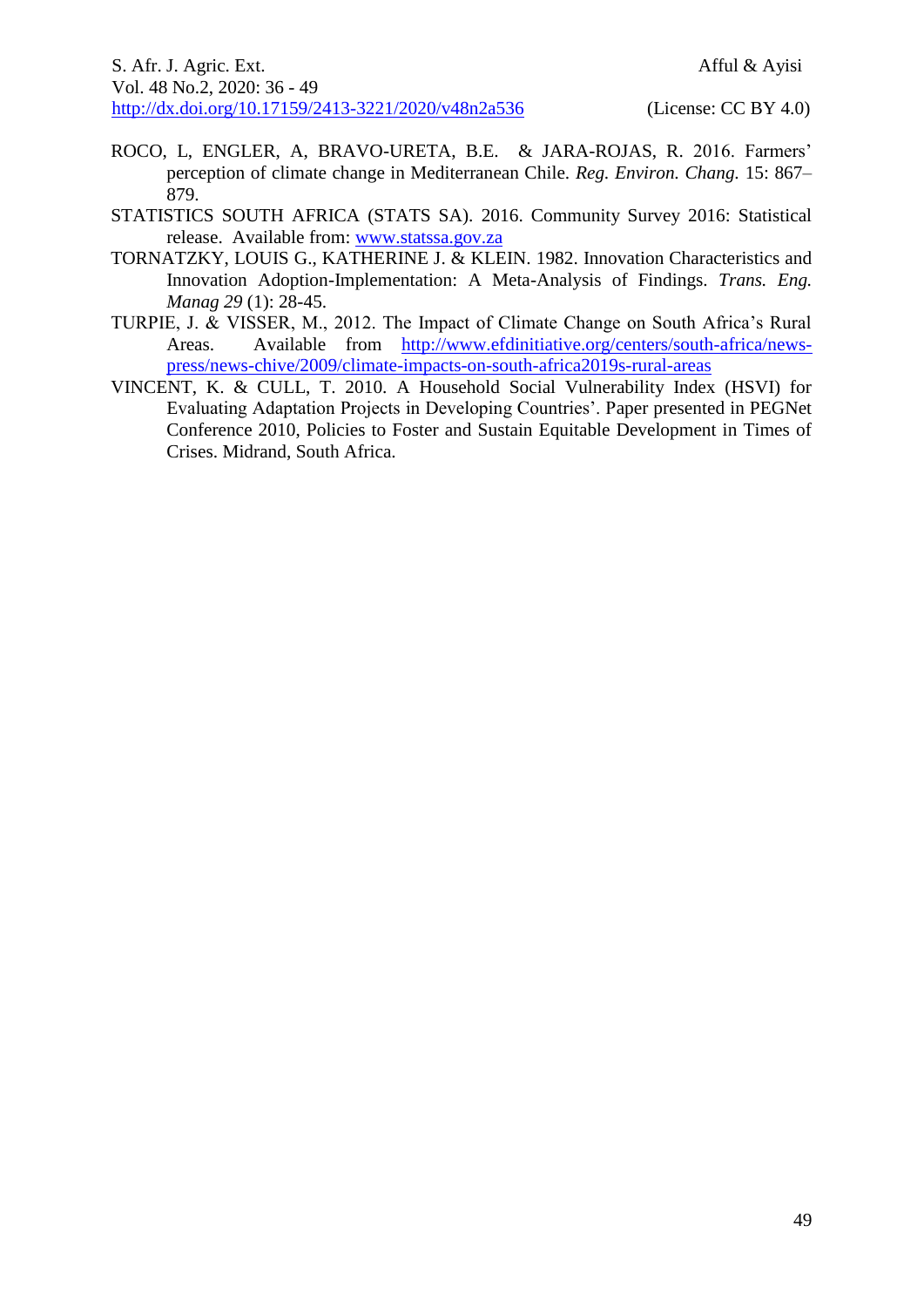ROCO, L, ENGLER, A, BRAVO-URETA, B.E. & JARA-ROJAS, R. 2016. Farmers' perception of climate change in Mediterranean Chile. *Reg. Environ. Chang.* 15: 867–879.

STATISTICS SOUTH AFRICA (STATS SA). 2016. Community Survey 2016: Statistical release. Available from: [www.statssa.gov.za](www.statssa.gov.za)

TORNATZKY, LOUIS G., KATHERINE J. & KLEIN. 1982. Innovation Characteristics and Innovation Adoption-Implementation: A Meta-Analysis of Findings. *Trans. Eng. Manag 29* (1): 28-45.

TURPIE, J. & VISSER, M., 2012. The Impact of Climate Change on South Africa's Rural Areas. Available from [http://www.efdinitiative.org/centers/south-africa/news-press/news-chive/2009/climate-impacts-on-south-africa2019s-rural-areas](http://www.efdinitiative.org/centers/south-africa/news-press/news-chive/2009/climate-impacts-on-south-africa2019s-rural-areas)

VINCENT, K. & CULL, T. 2010. A Household Social Vulnerability Index (HSVI) for Evaluating Adaptation Projects in Developing Countries'. Paper presented in PEGNet Conference 2010, Policies to Foster and Sustain Equitable Development in Times of Crises. Midrand, South Africa.